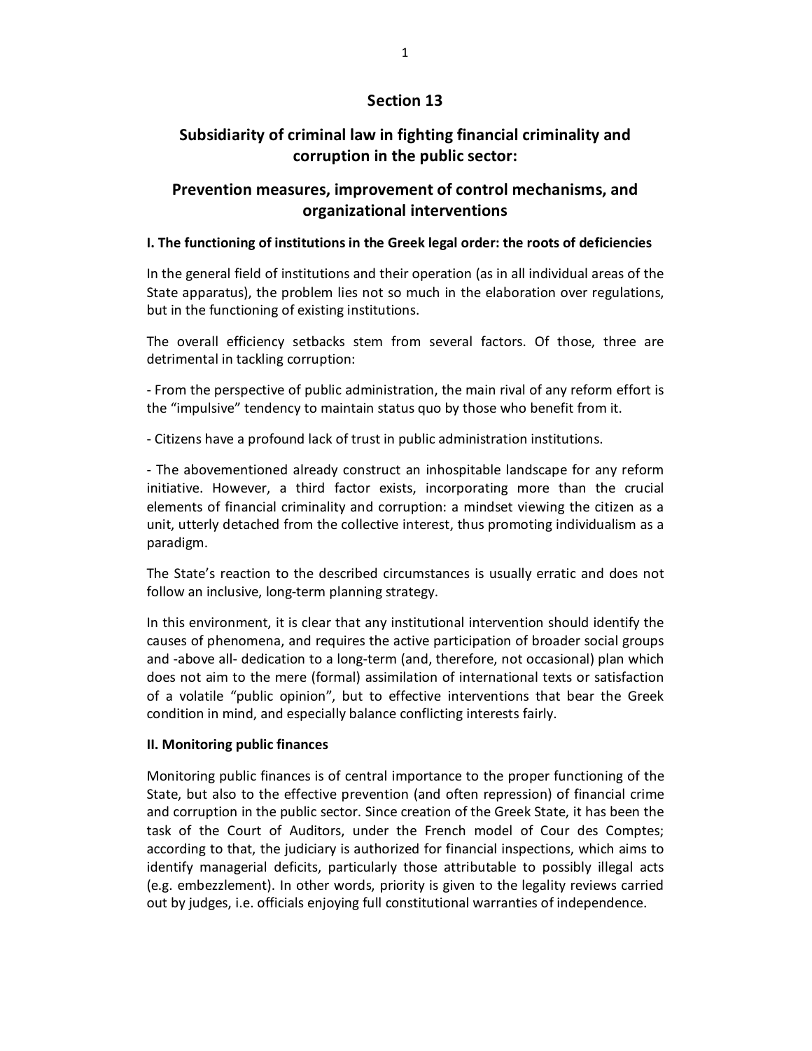# Section 13

## Subsidiarity of criminal law in fighting financial criminality and corruption in the public sector:

## Prevention measures, improvement of control mechanisms, and organizational interventions

### I. The functioning of institutions in the Greek legal order: the roots of deficiencies

In the general field of institutions and their operation (as in all individual areas of the State apparatus), the problem lies not so much in the elaboration over regulations, but in the functioning of existing institutions.

The overall efficiency setbacks stem from several factors. Of those, three are detrimental in tackling corruption:

- From the perspective of public administration, the main rival of any reform effort is the "impulsive" tendency to maintain status quo by those who benefit from it.

- Citizens have a profound lack of trust in public administration institutions.

- The abovementioned already construct an inhospitable landscape for any reform initiative. However, a third factor exists, incorporating more than the crucial elements of financial criminality and corruption: a mindset viewing the citizen as a unit, utterly detached from the collective interest, thus promoting individualism as a paradigm.

The State's reaction to the described circumstances is usually erratic and does not follow an inclusive, long-term planning strategy.

In this environment, it is clear that any institutional intervention should identify the causes of phenomena, and requires the active participation of broader social groups and -above all- dedication to a long-term (and, therefore, not occasional) plan which does not aim to the mere (formal) assimilation of international texts or satisfaction of a volatile "public opinion", but to effective interventions that bear the Greek condition in mind, and especially balance conflicting interests fairly.

### II. Monitoring public finances

Monitoring public finances is of central importance to the proper functioning of the State, but also to the effective prevention (and often repression) of financial crime and corruption in the public sector. Since creation of the Greek State, it has been the task of the Court of Auditors, under the French model of Cour des Comptes; according to that, the judiciary is authorized for financial inspections, which aims to identify managerial deficits, particularly those attributable to possibly illegal acts (e.g. embezzlement). In other words, priority is given to the legality reviews carried out by judges, i.e. officials enjoying full constitutional warranties of independence.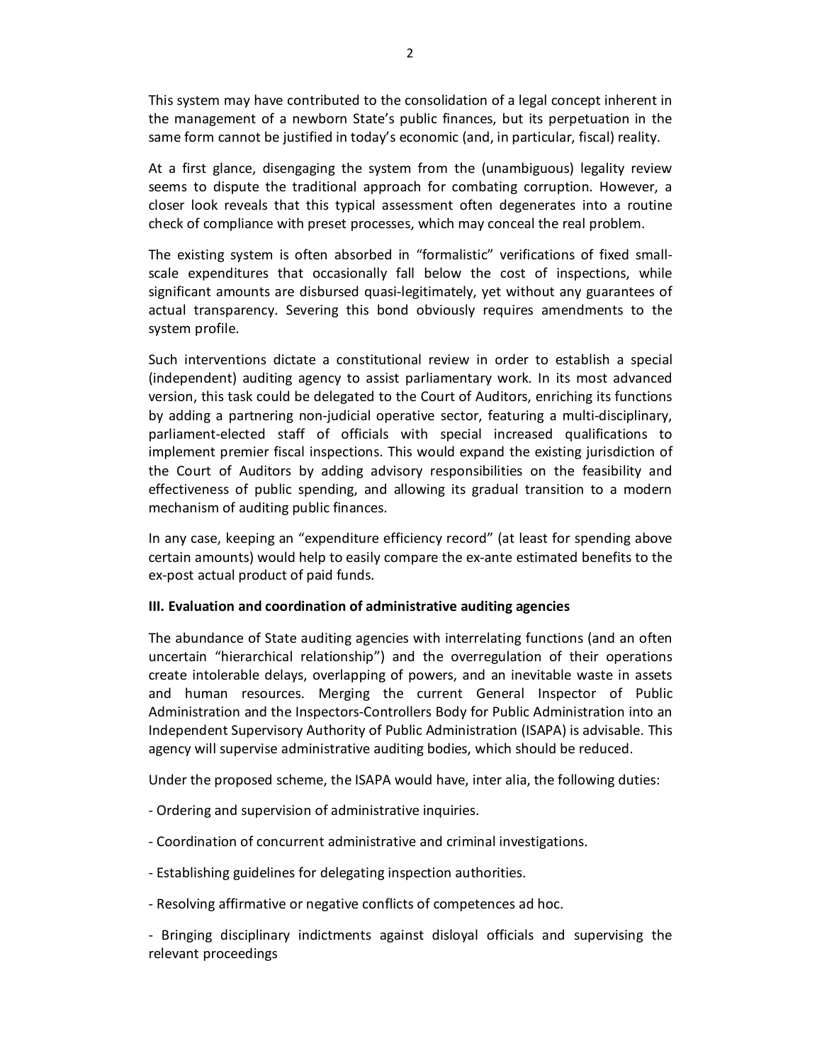This system may have contributed to the consolidation of a legal concept inherent in the management of a newborn State's public finances, but its perpetuation in the same form cannot be justified in today's economic (and, in particular, fiscal) reality.

At a first glance, disengaging the system from the (unambiguous) legality review seems to dispute the traditional approach for combating corruption. However, a closer look reveals that this typical assessment often degenerates into a routine check of compliance with preset processes, which may conceal the real problem.

The existing system is often absorbed in "formalistic" verifications of fixed small-scale expenditures that occasionally fall below the cost of inspections, while significant amounts are disbursed quasi-legitimately, yet without any guarantees of actual transparency. Severing this bond obviously requires amendments to the system profile.

Such interventions dictate a constitutional review in order to establish a special (independent) auditing agency to assist parliamentary work. In its most advanced version, this task could be delegated to the Court of Auditors, enriching its functions by adding a partnering non-judicial operative sector, featuring a multi-disciplinary, parliament-elected staff of officials with special increased qualifications to implement premier fiscal inspections. This would expand the existing jurisdiction of the Court of Auditors by adding advisory responsibilities on the feasibility and effectiveness of public spending, and allowing its gradual transition to a modern mechanism of auditing public finances.

In any case, keeping an "expenditure efficiency record" (at least for spending above certain amounts) would help to easily compare the ex-ante estimated benefits to the ex-post actual product of paid funds.

### III. Evaluation and coordination of administrative auditing agencies

The abundance of State auditing agencies with interrelating functions (and an often uncertain "hierarchical relationship") and the overregulation of their operations create intolerable delays, overlapping of powers, and an inevitable waste in assets and human resources. Merging the current General Inspector of Public Administration and the Inspectors-Controllers Body for Public Administration into an Independent Supervisory Authority of Public Administration (ISAPA) is advisable. This agency will supervise administrative auditing bodies, which should be reduced.

Under the proposed scheme, the ISAPA would have, inter alia, the following duties:

- Ordering and supervision of administrative inquiries.

- Coordination of concurrent administrative and criminal investigations.

- Establishing guidelines for delegating inspection authorities.

- Resolving affirmative or negative conflicts of competences ad hoc.

- Bringing disciplinary indictments against disloyal officials and supervising the relevant proceedings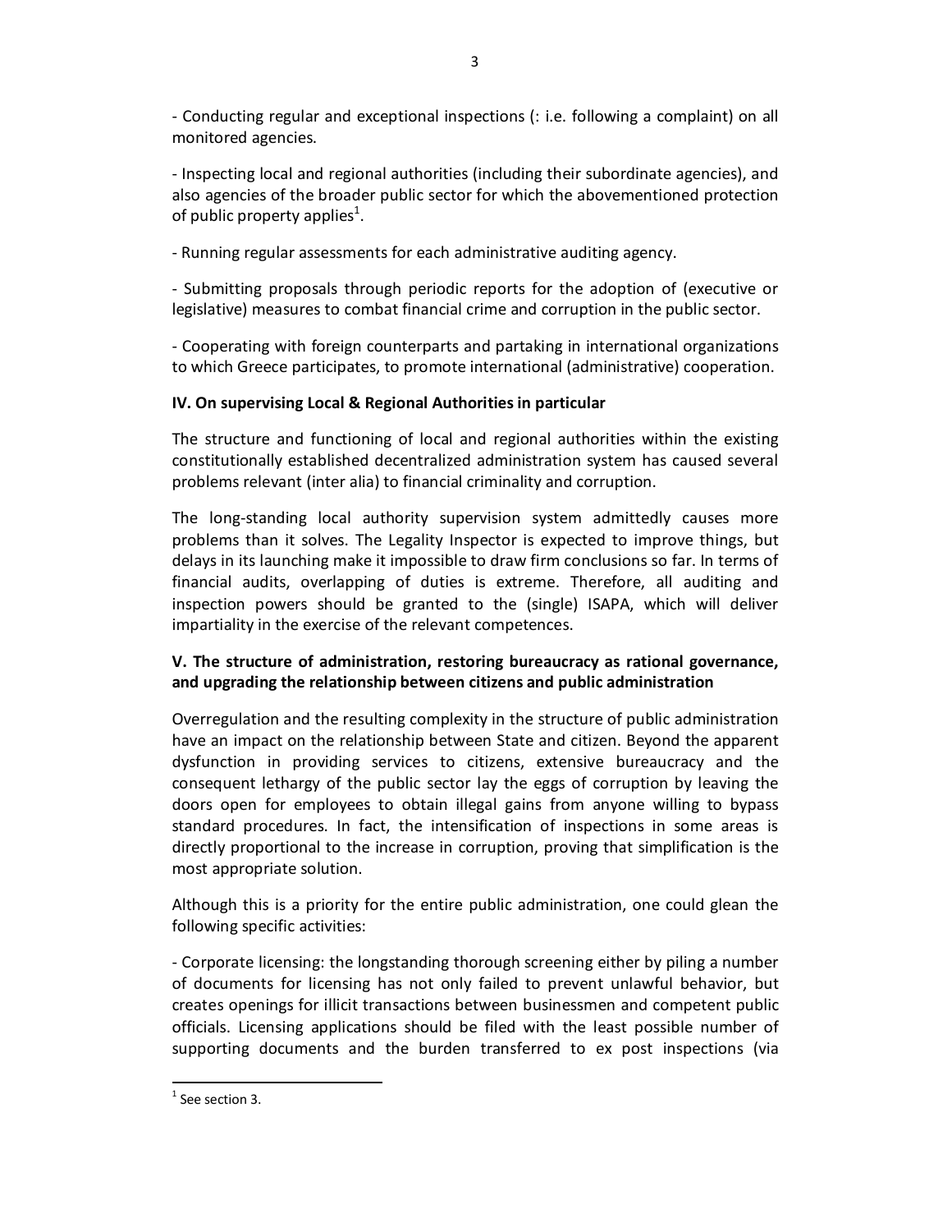- Conducting regular and exceptional inspections (: i.e. following a complaint) on all monitored agencies.

- Inspecting local and regional authorities (including their subordinate agencies), and also agencies of the broader public sector for which the abovementioned protection of public property applies[1].

- Running regular assessments for each administrative auditing agency.

- Submitting proposals through periodic reports for the adoption of (executive or legislative) measures to combat financial crime and corruption in the public sector.

- Cooperating with foreign counterparts and partaking in international organizations to which Greece participates, to promote international (administrative) cooperation.

**IV. On supervising Local & Regional Authorities in particular**

The structure and functioning of local and regional authorities within the existing constitutionally established decentralized administration system has caused several problems relevant (inter alia) to financial criminality and corruption.

The long-standing local authority supervision system admittedly causes more problems than it solves. The Legality Inspector is expected to improve things, but delays in its launching make it impossible to draw firm conclusions so far. In terms of financial audits, overlapping of duties is extreme. Therefore, all auditing and inspection powers should be granted to the (single) ISAPA, which will deliver impartiality in the exercise of the relevant competences.

**V. The structure of administration, restoring bureaucracy as rational governance, and upgrading the relationship between citizens and public administration**

Overregulation and the resulting complexity in the structure of public administration have an impact on the relationship between State and citizen. Beyond the apparent dysfunction in providing services to citizens, extensive bureaucracy and the consequent lethargy of the public sector lay the eggs of corruption by leaving the doors open for employees to obtain illegal gains from anyone willing to bypass standard procedures. In fact, the intensification of inspections in some areas is directly proportional to the increase in corruption, proving that simplification is the most appropriate solution.

Although this is a priority for the entire public administration, one could glean the following specific activities:

- Corporate licensing: the longstanding thorough screening either by piling a number of documents for licensing has not only failed to prevent unlawful behavior, but creates openings for illicit transactions between businessmen and competent public officials. Licensing applications should be filed with the least possible number of supporting documents and the burden transferred to ex post inspections (via

[1] See section 3.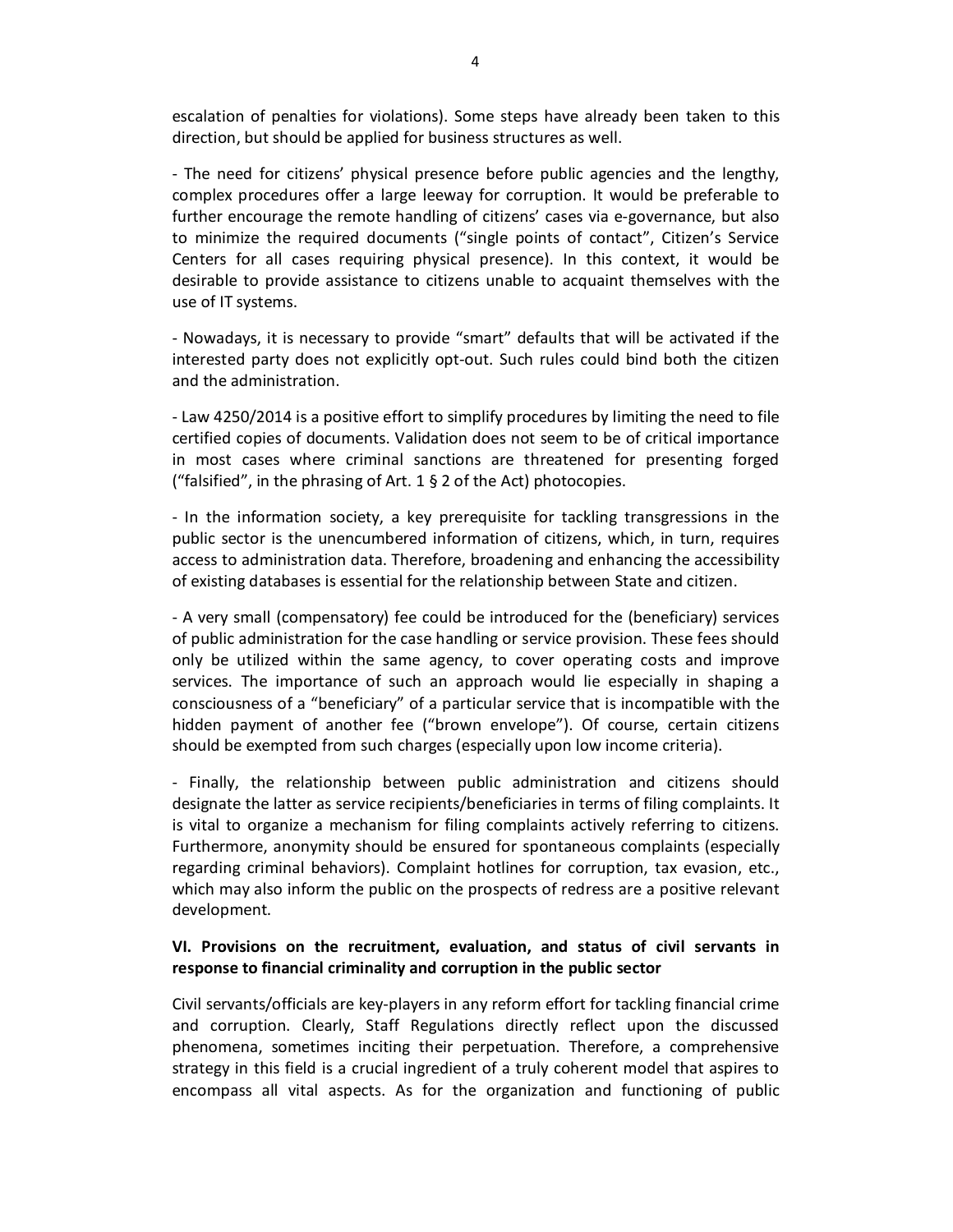escalation of penalties for violations). Some steps have already been taken to this direction, but should be applied for business structures as well.

- The need for citizens' physical presence before public agencies and the lengthy, complex procedures offer a large leeway for corruption. It would be preferable to further encourage the remote handling of citizens' cases via e-governance, but also to minimize the required documents ("single points of contact", Citizen's Service Centers for all cases requiring physical presence). In this context, it would be desirable to provide assistance to citizens unable to acquaint themselves with the use of IT systems.

- Nowadays, it is necessary to provide "smart" defaults that will be activated if the interested party does not explicitly opt-out. Such rules could bind both the citizen and the administration.

- Law 4250/2014 is a positive effort to simplify procedures by limiting the need to file certified copies of documents. Validation does not seem to be of critical importance in most cases where criminal sanctions are threatened for presenting forged ("falsified", in the phrasing of Art. 1 § 2 of the Act) photocopies.

- In the information society, a key prerequisite for tackling transgressions in the public sector is the unencumbered information of citizens, which, in turn, requires access to administration data. Therefore, broadening and enhancing the accessibility of existing databases is essential for the relationship between State and citizen.

- A very small (compensatory) fee could be introduced for the (beneficiary) services of public administration for the case handling or service provision. These fees should only be utilized within the same agency, to cover operating costs and improve services. The importance of such an approach would lie especially in shaping a consciousness of a "beneficiary" of a particular service that is incompatible with the hidden payment of another fee ("brown envelope"). Of course, certain citizens should be exempted from such charges (especially upon low income criteria).

- Finally, the relationship between public administration and citizens should designate the latter as service recipients/beneficiaries in terms of filing complaints. It is vital to organize a mechanism for filing complaints actively referring to citizens. Furthermore, anonymity should be ensured for spontaneous complaints (especially regarding criminal behaviors). Complaint hotlines for corruption, tax evasion, etc., which may also inform the public on the prospects of redress are a positive relevant development.

## VI. Provisions on the recruitment, evaluation, and status of civil servants in response to financial criminality and corruption in the public sector

Civil servants/officials are key-players in any reform effort for tackling financial crime and corruption. Clearly, Staff Regulations directly reflect upon the discussed phenomena, sometimes inciting their perpetuation. Therefore, a comprehensive strategy in this field is a crucial ingredient of a truly coherent model that aspires to encompass all vital aspects. As for the organization and functioning of public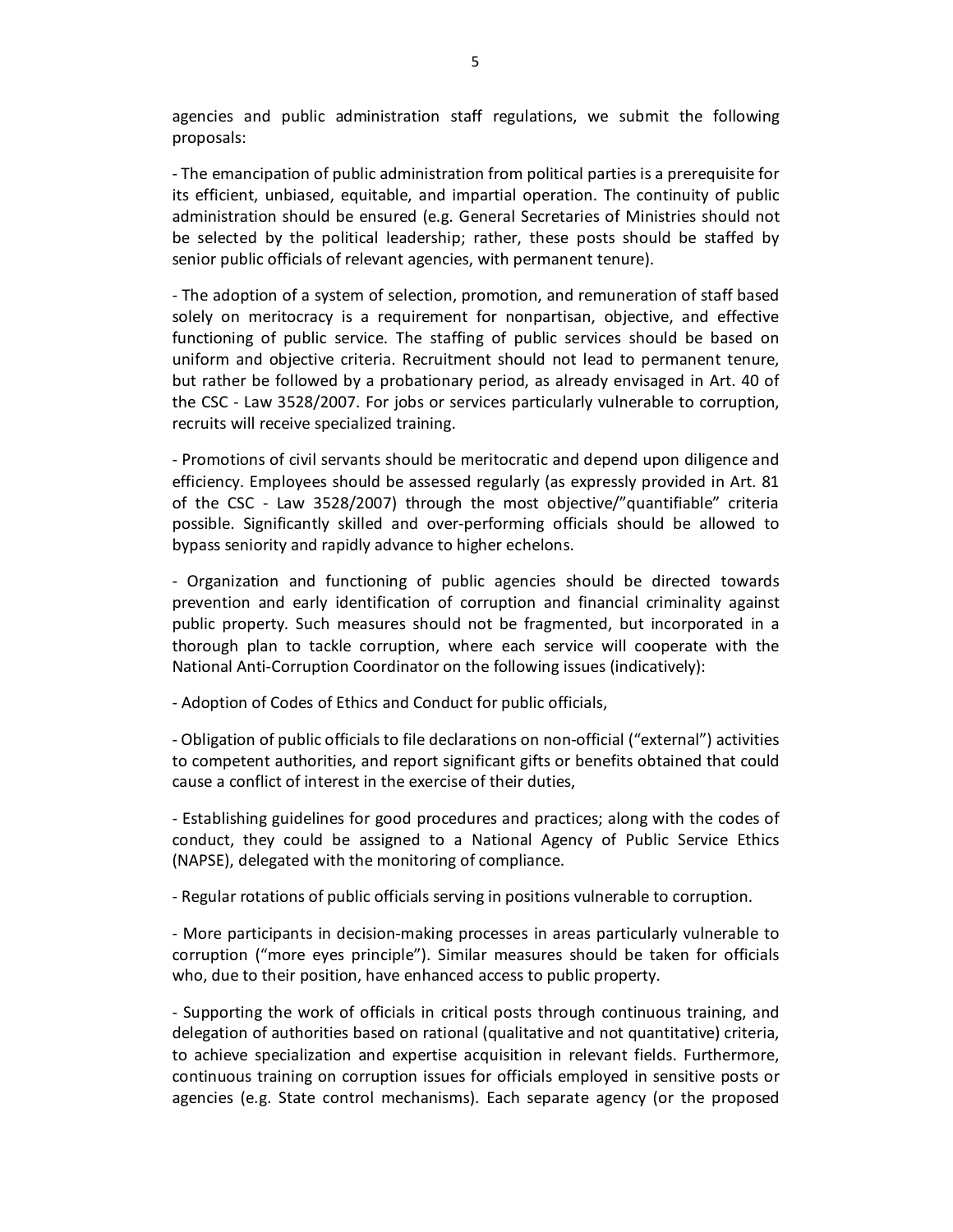agencies and public administration staff regulations, we submit the following proposals:

- The emancipation of public administration from political parties is a prerequisite for its efficient, unbiased, equitable, and impartial operation. The continuity of public administration should be ensured (e.g. General Secretaries of Ministries should not be selected by the political leadership; rather, these posts should be staffed by senior public officials of relevant agencies, with permanent tenure).

- The adoption of a system of selection, promotion, and remuneration of staff based solely on meritocracy is a requirement for nonpartisan, objective, and effective functioning of public service. The staffing of public services should be based on uniform and objective criteria. Recruitment should not lead to permanent tenure, but rather be followed by a probationary period, as already envisaged in Art. 40 of the CSC - Law 3528/2007. For jobs or services particularly vulnerable to corruption, recruits will receive specialized training.

- Promotions of civil servants should be meritocratic and depend upon diligence and efficiency. Employees should be assessed regularly (as expressly provided in Art. 81 of the CSC - Law 3528/2007) through the most objective/"quantifiable" criteria possible. Significantly skilled and over-performing officials should be allowed to bypass seniority and rapidly advance to higher echelons.

- Organization and functioning of public agencies should be directed towards prevention and early identification of corruption and financial criminality against public property. Such measures should not be fragmented, but incorporated in a thorough plan to tackle corruption, where each service will cooperate with the National Anti-Corruption Coordinator on the following issues (indicatively):

- Adoption of Codes of Ethics and Conduct for public officials,

- Obligation of public officials to file declarations on non-official ("external") activities to competent authorities, and report significant gifts or benefits obtained that could cause a conflict of interest in the exercise of their duties,

- Establishing guidelines for good procedures and practices; along with the codes of conduct, they could be assigned to a National Agency of Public Service Ethics (NAPSE), delegated with the monitoring of compliance.

- Regular rotations of public officials serving in positions vulnerable to corruption.

- More participants in decision-making processes in areas particularly vulnerable to corruption ("more eyes principle"). Similar measures should be taken for officials who, due to their position, have enhanced access to public property.

- Supporting the work of officials in critical posts through continuous training, and delegation of authorities based on rational (qualitative and not quantitative) criteria, to achieve specialization and expertise acquisition in relevant fields. Furthermore, continuous training on corruption issues for officials employed in sensitive posts or agencies (e.g. State control mechanisms). Each separate agency (or the proposed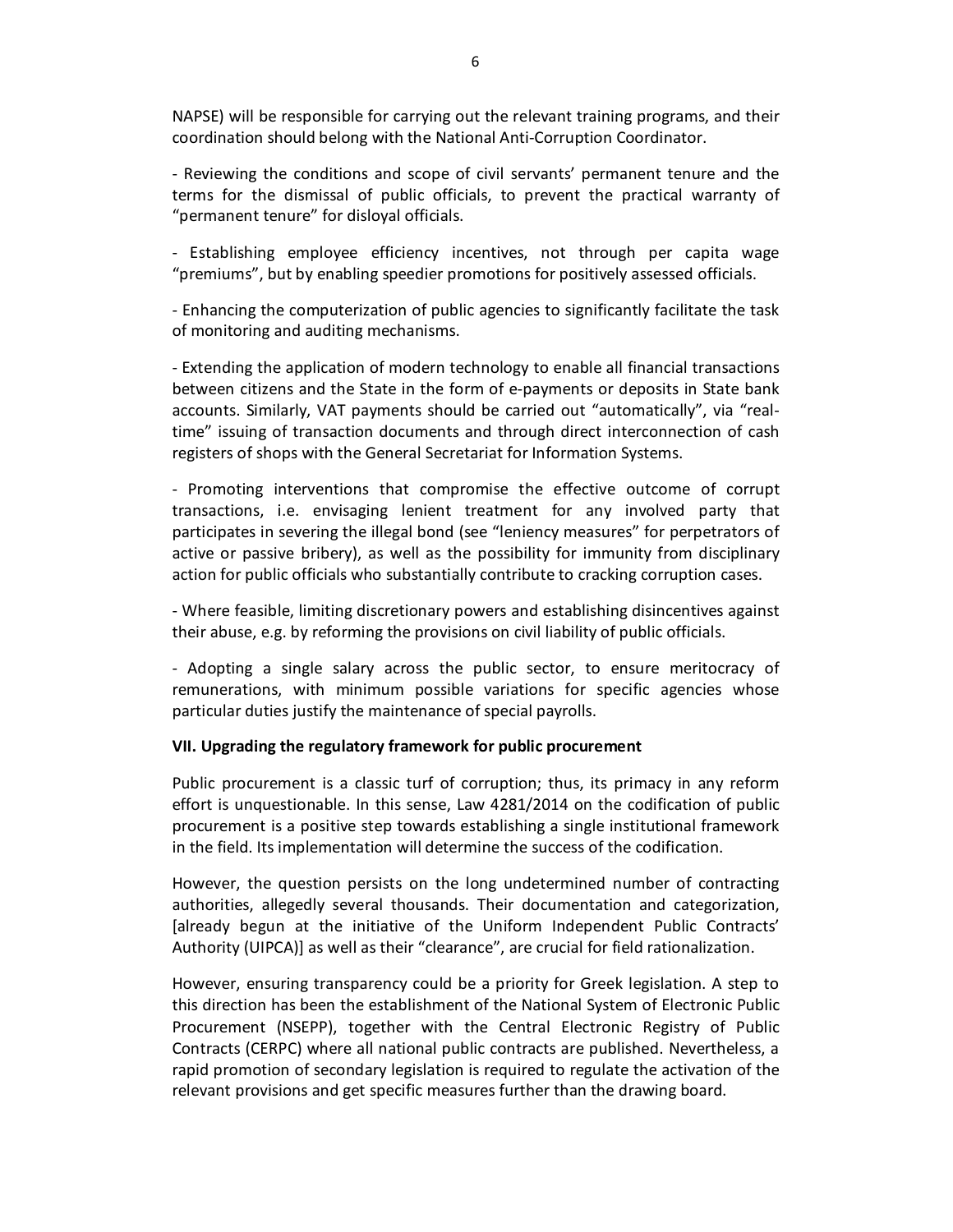NAPSE) will be responsible for carrying out the relevant training programs, and their coordination should belong with the National Anti-Corruption Coordinator.

- Reviewing the conditions and scope of civil servants' permanent tenure and the terms for the dismissal of public officials, to prevent the practical warranty of "permanent tenure" for disloyal officials.

- Establishing employee efficiency incentives, not through per capita wage "premiums", but by enabling speedier promotions for positively assessed officials.

- Enhancing the computerization of public agencies to significantly facilitate the task of monitoring and auditing mechanisms.

- Extending the application of modern technology to enable all financial transactions between citizens and the State in the form of e-payments or deposits in State bank accounts. Similarly, VAT payments should be carried out "automatically", via "real-time" issuing of transaction documents and through direct interconnection of cash registers of shops with the General Secretariat for Information Systems.

- Promoting interventions that compromise the effective outcome of corrupt transactions, i.e. envisaging lenient treatment for any involved party that participates in severing the illegal bond (see "leniency measures" for perpetrators of active or passive bribery), as well as the possibility for immunity from disciplinary action for public officials who substantially contribute to cracking corruption cases.

- Where feasible, limiting discretionary powers and establishing disincentives against their abuse, e.g. by reforming the provisions on civil liability of public officials.

- Adopting a single salary across the public sector, to ensure meritocracy of remunerations, with minimum possible variations for specific agencies whose particular duties justify the maintenance of special payrolls.

**VII. Upgrading the regulatory framework for public procurement**

Public procurement is a classic turf of corruption; thus, its primacy in any reform effort is unquestionable. In this sense, Law 4281/2014 on the codification of public procurement is a positive step towards establishing a single institutional framework in the field. Its implementation will determine the success of the codification.

However, the question persists on the long undetermined number of contracting authorities, allegedly several thousands. Their documentation and categorization, [already begun at the initiative of the Uniform Independent Public Contracts' Authority (UIPCA)] as well as their "clearance", are crucial for field rationalization.

However, ensuring transparency could be a priority for Greek legislation. A step to this direction has been the establishment of the National System of Electronic Public Procurement (NSEPP), together with the Central Electronic Registry of Public Contracts (CERPC) where all national public contracts are published. Nevertheless, a rapid promotion of secondary legislation is required to regulate the activation of the relevant provisions and get specific measures further than the drawing board.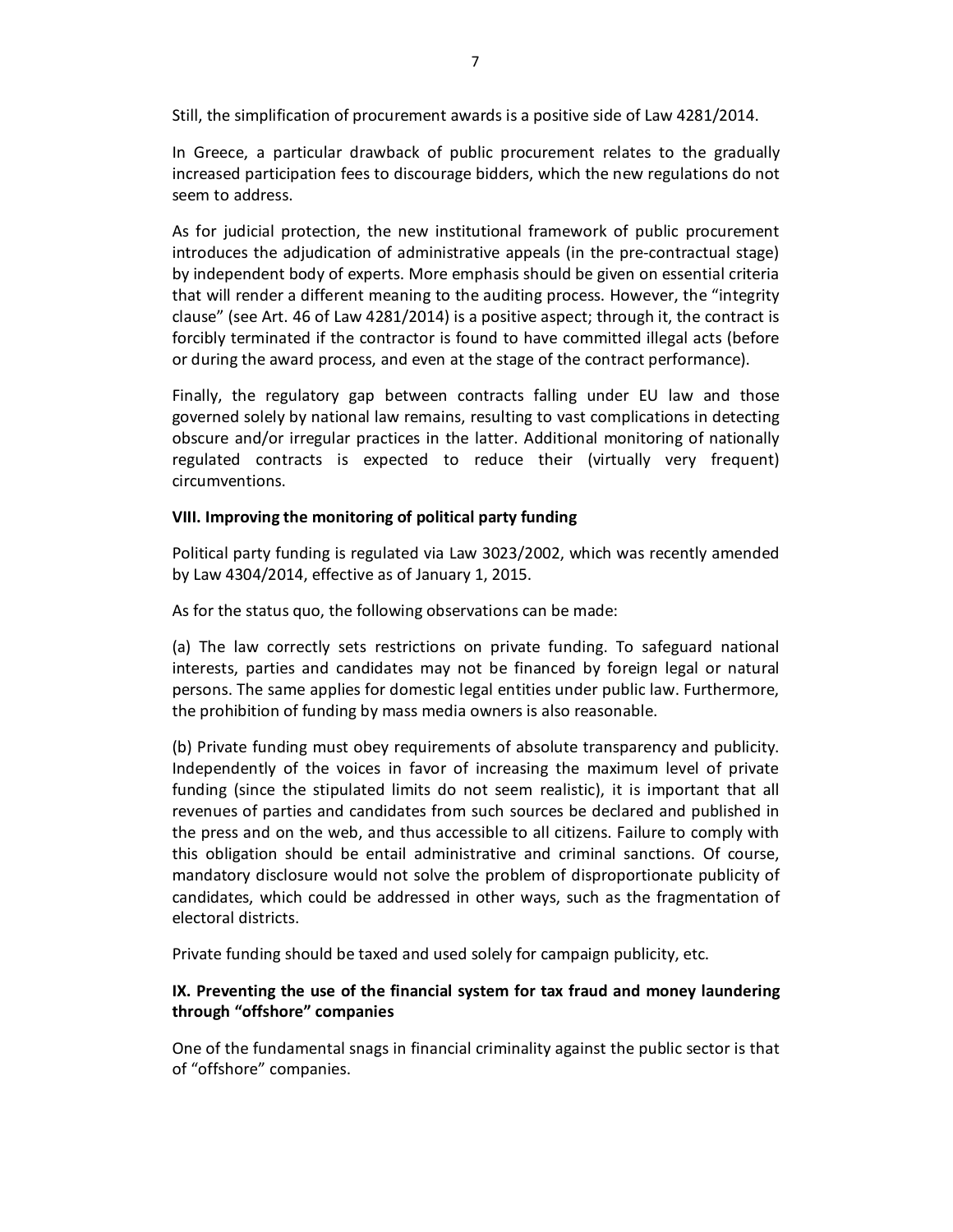Still, the simplification of procurement awards is a positive side of Law 4281/2014.

In Greece, a particular drawback of public procurement relates to the gradually increased participation fees to discourage bidders, which the new regulations do not seem to address.

As for judicial protection, the new institutional framework of public procurement introduces the adjudication of administrative appeals (in the pre-contractual stage) by independent body of experts. More emphasis should be given on essential criteria that will render a different meaning to the auditing process. However, the "integrity clause" (see Art. 46 of Law 4281/2014) is a positive aspect; through it, the contract is forcibly terminated if the contractor is found to have committed illegal acts (before or during the award process, and even at the stage of the contract performance).

Finally, the regulatory gap between contracts falling under EU law and those governed solely by national law remains, resulting to vast complications in detecting obscure and/or irregular practices in the latter. Additional monitoring of nationally regulated contracts is expected to reduce their (virtually very frequent) circumventions.

## VIII. Improving the monitoring of political party funding

Political party funding is regulated via Law 3023/2002, which was recently amended by Law 4304/2014, effective as of January 1, 2015.

As for the status quo, the following observations can be made:

(a) The law correctly sets restrictions on private funding. To safeguard national interests, parties and candidates may not be financed by foreign legal or natural persons. The same applies for domestic legal entities under public law. Furthermore, the prohibition of funding by mass media owners is also reasonable.

(b) Private funding must obey requirements of absolute transparency and publicity. Independently of the voices in favor of increasing the maximum level of private funding (since the stipulated limits do not seem realistic), it is important that all revenues of parties and candidates from such sources be declared and published in the press and on the web, and thus accessible to all citizens. Failure to comply with this obligation should be entail administrative and criminal sanctions. Of course, mandatory disclosure would not solve the problem of disproportionate publicity of candidates, which could be addressed in other ways, such as the fragmentation of electoral districts.

Private funding should be taxed and used solely for campaign publicity, etc.

## IX. Preventing the use of the financial system for tax fraud and money laundering through "offshore" companies

One of the fundamental snags in financial criminality against the public sector is that of "offshore" companies.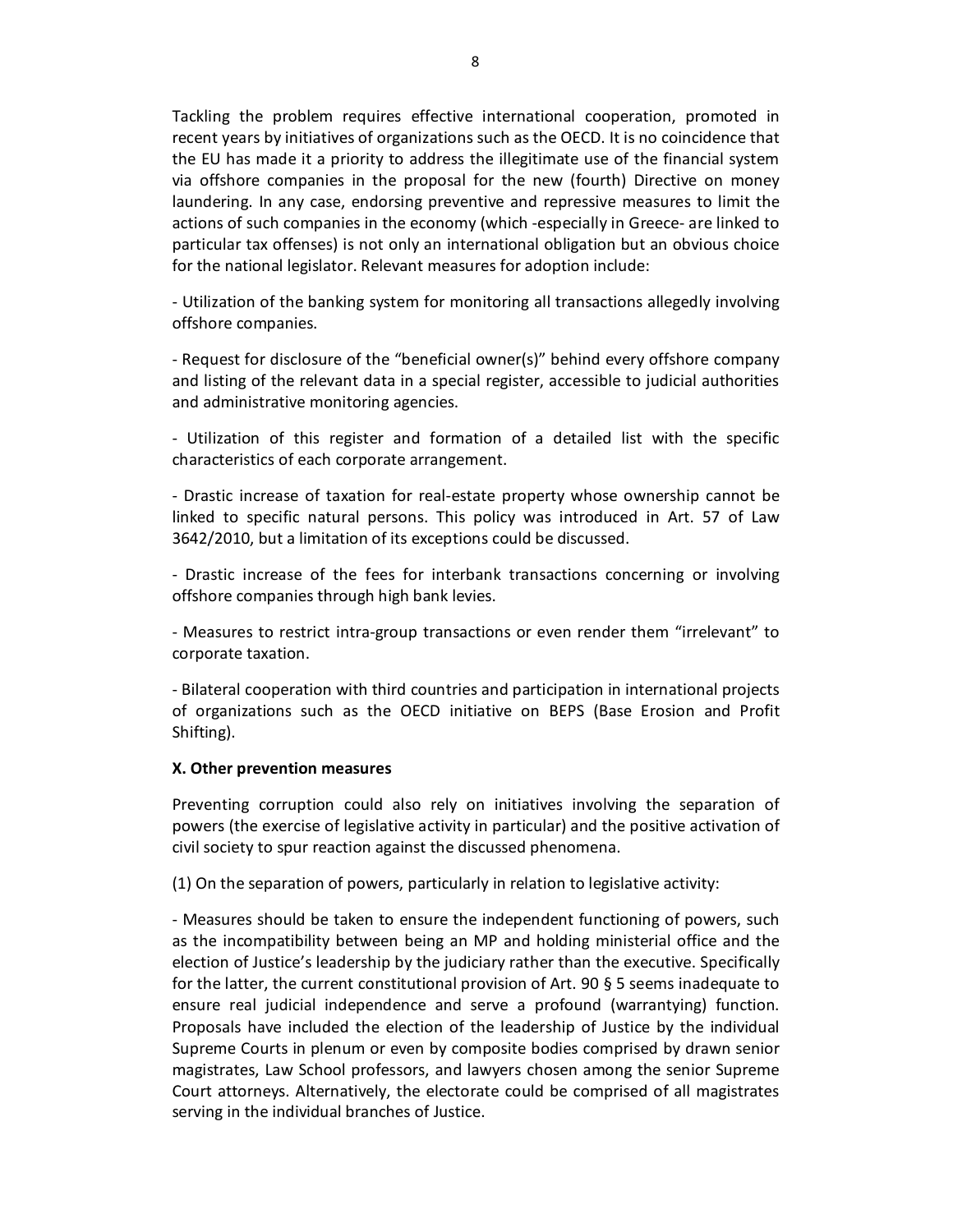Tackling the problem requires effective international cooperation, promoted in recent years by initiatives of organizations such as the OECD. It is no coincidence that the EU has made it a priority to address the illegitimate use of the financial system via offshore companies in the proposal for the new (fourth) Directive on money laundering. In any case, endorsing preventive and repressive measures to limit the actions of such companies in the economy (which -especially in Greece- are linked to particular tax offenses) is not only an international obligation but an obvious choice for the national legislator. Relevant measures for adoption include:

- Utilization of the banking system for monitoring all transactions allegedly involving offshore companies.

- Request for disclosure of the "beneficial owner(s)" behind every offshore company and listing of the relevant data in a special register, accessible to judicial authorities and administrative monitoring agencies.

- Utilization of this register and formation of a detailed list with the specific characteristics of each corporate arrangement.

- Drastic increase of taxation for real-estate property whose ownership cannot be linked to specific natural persons. This policy was introduced in Art. 57 of Law 3642/2010, but a limitation of its exceptions could be discussed.

- Drastic increase of the fees for interbank transactions concerning or involving offshore companies through high bank levies.

- Measures to restrict intra-group transactions or even render them "irrelevant" to corporate taxation.

- Bilateral cooperation with third countries and participation in international projects of organizations such as the OECD initiative on BEPS (Base Erosion and Profit Shifting).

**X. Other prevention measures**

Preventing corruption could also rely on initiatives involving the separation of powers (the exercise of legislative activity in particular) and the positive activation of civil society to spur reaction against the discussed phenomena.

(1) On the separation of powers, particularly in relation to legislative activity:

- Measures should be taken to ensure the independent functioning of powers, such as the incompatibility between being an MP and holding ministerial office and the election of Justice's leadership by the judiciary rather than the executive. Specifically for the latter, the current constitutional provision of Art. 90 § 5 seems inadequate to ensure real judicial independence and serve a profound (warrantying) function. Proposals have included the election of the leadership of Justice by the individual Supreme Courts in plenum or even by composite bodies comprised by drawn senior magistrates, Law School professors, and lawyers chosen among the senior Supreme Court attorneys. Alternatively, the electorate could be comprised of all magistrates serving in the individual branches of Justice.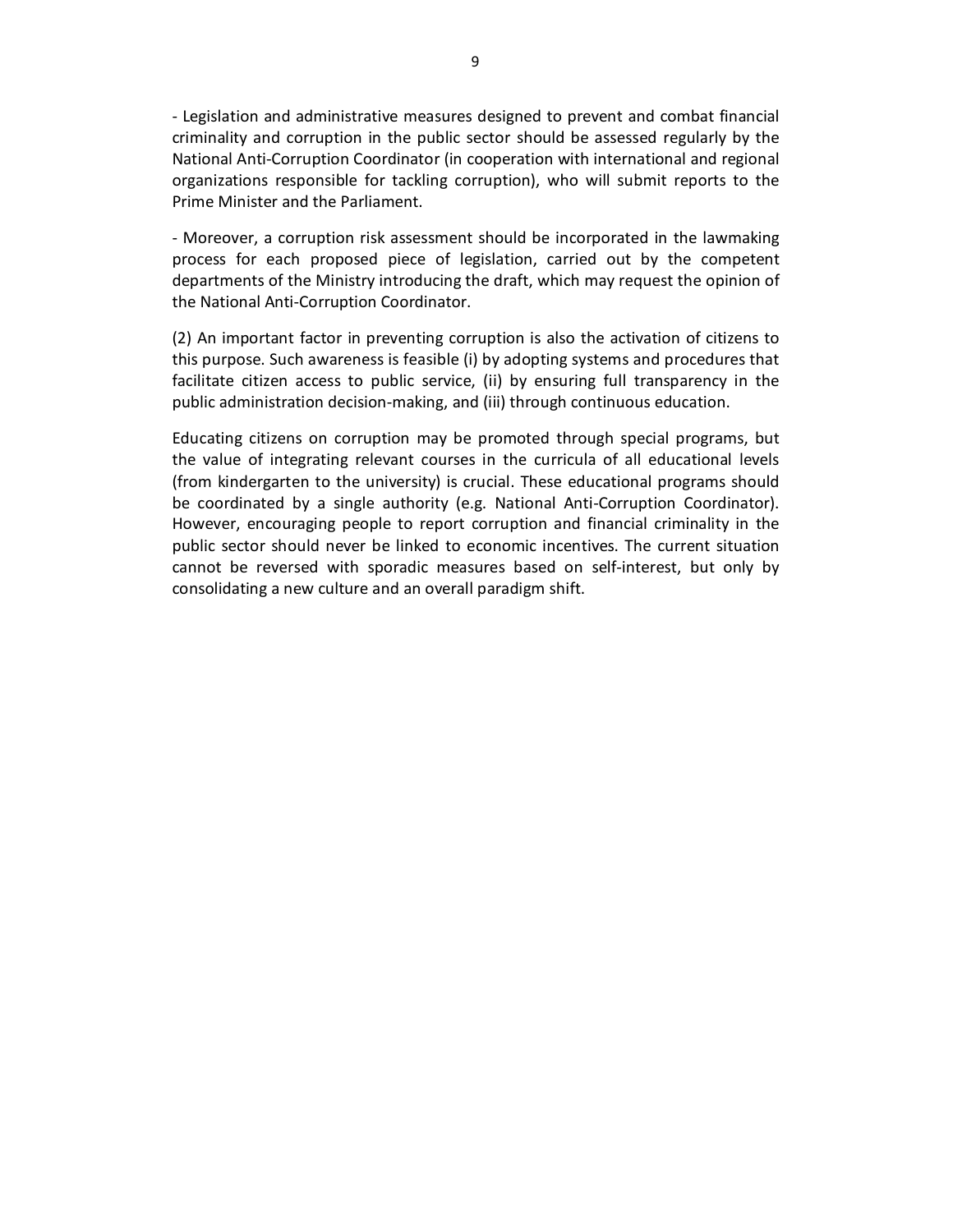- Legislation and administrative measures designed to prevent and combat financial criminality and corruption in the public sector should be assessed regularly by the National Anti-Corruption Coordinator (in cooperation with international and regional organizations responsible for tackling corruption), who will submit reports to the Prime Minister and the Parliament.

- Moreover, a corruption risk assessment should be incorporated in the lawmaking process for each proposed piece of legislation, carried out by the competent departments of the Ministry introducing the draft, which may request the opinion of the National Anti-Corruption Coordinator.

(2) An important factor in preventing corruption is also the activation of citizens to this purpose. Such awareness is feasible (i) by adopting systems and procedures that facilitate citizen access to public service, (ii) by ensuring full transparency in the public administration decision-making, and (iii) through continuous education.

Educating citizens on corruption may be promoted through special programs, but the value of integrating relevant courses in the curricula of all educational levels (from kindergarten to the university) is crucial. These educational programs should be coordinated by a single authority (e.g. National Anti-Corruption Coordinator). However, encouraging people to report corruption and financial criminality in the public sector should never be linked to economic incentives. The current situation cannot be reversed with sporadic measures based on self-interest, but only by consolidating a new culture and an overall paradigm shift.